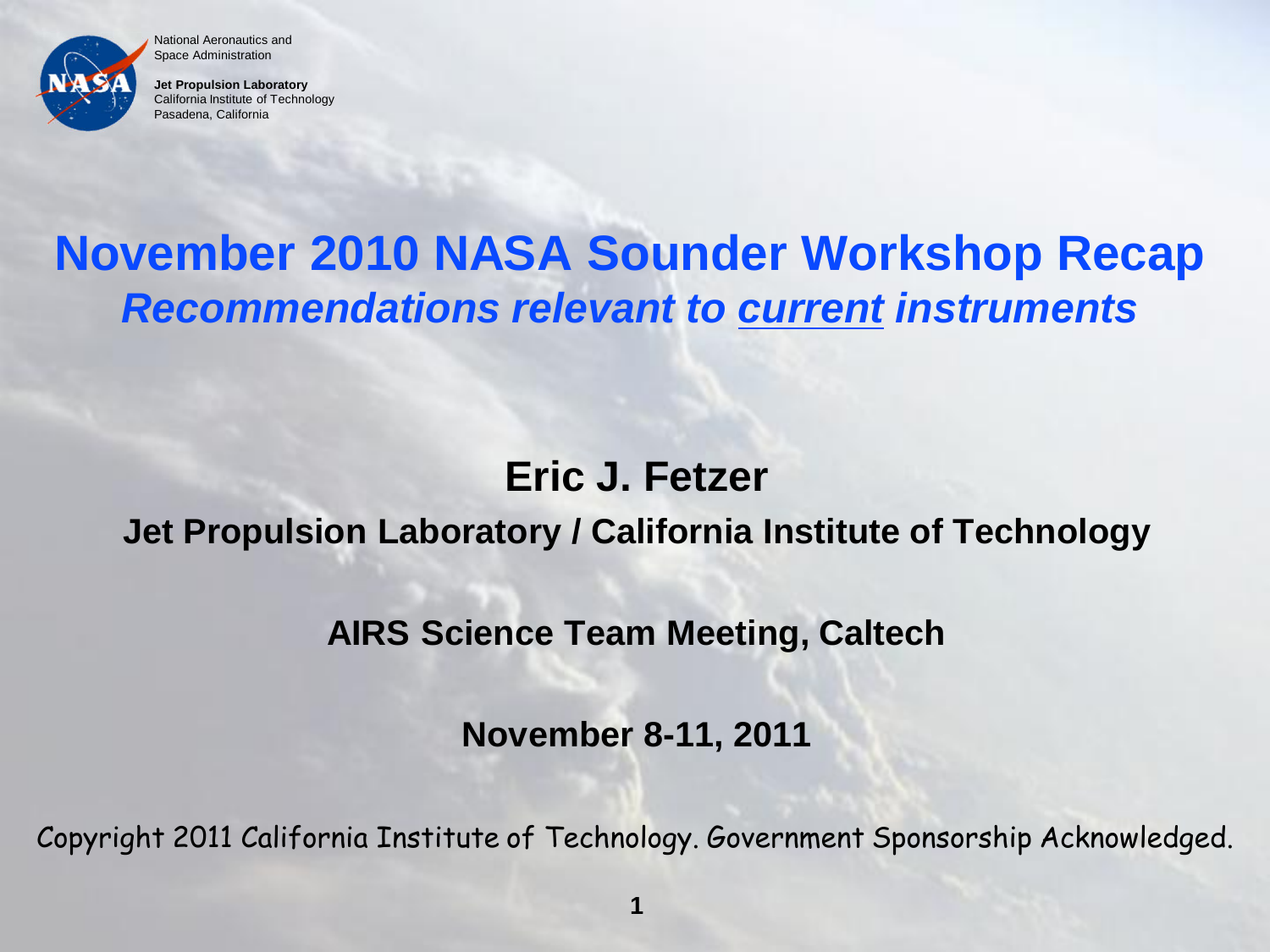National Aeronautics and Space Administration

**Jet Propulsion Laboratory**
California Institute of Technology
Pasadena, California

# November 2010 NASA Sounder Workshop Recap

## *Recommendations relevant to current instruments*

**Eric J. Fetzer**

**Jet Propulsion Laboratory / California Institute of Technology**

**AIRS Science Team Meeting, Caltech**

**November 8-11, 2011**

Copyright 2011 California Institute of Technology. Government Sponsorship Acknowledged.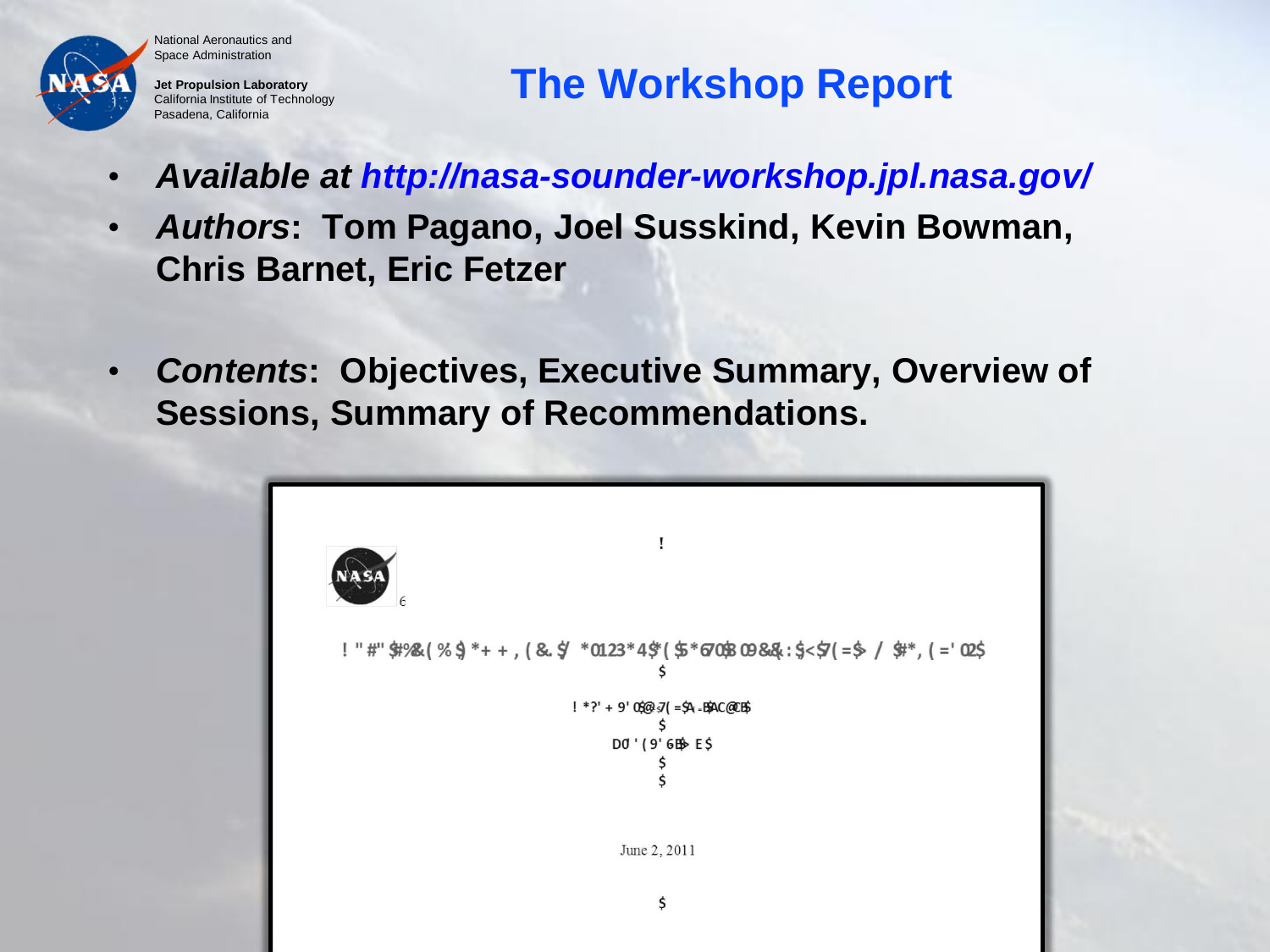# The Workshop Report

- *Available at http://nasa-sounder-workshop.jpl.nasa.gov/*
- ***Authors*: Tom Pagano, Joel Susskind, Kevin Bowman, Chris Barnet, Eric Fetzer**
- ***Contents*: Objectives, Executive Summary, Overview of Sessions, Summary of Recommendations.**

June 2, 2011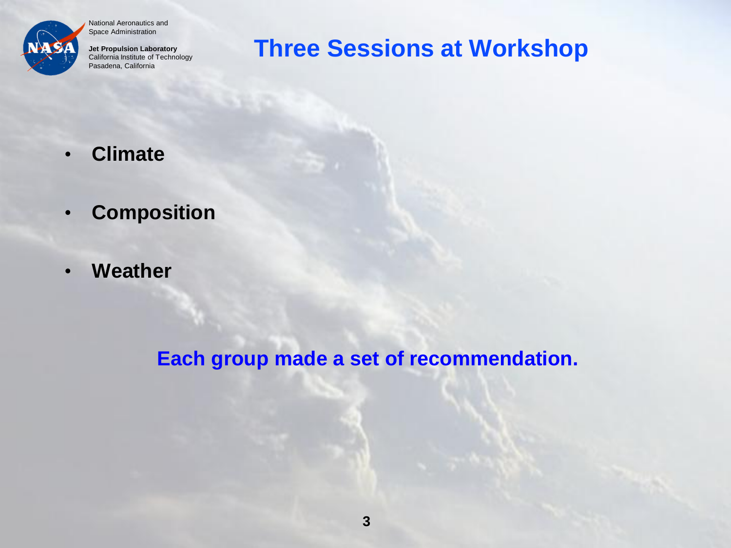# Three Sessions at Workshop

- **Climate**
- **Composition**
- **Weather**

**Each group made a set of recommendation.**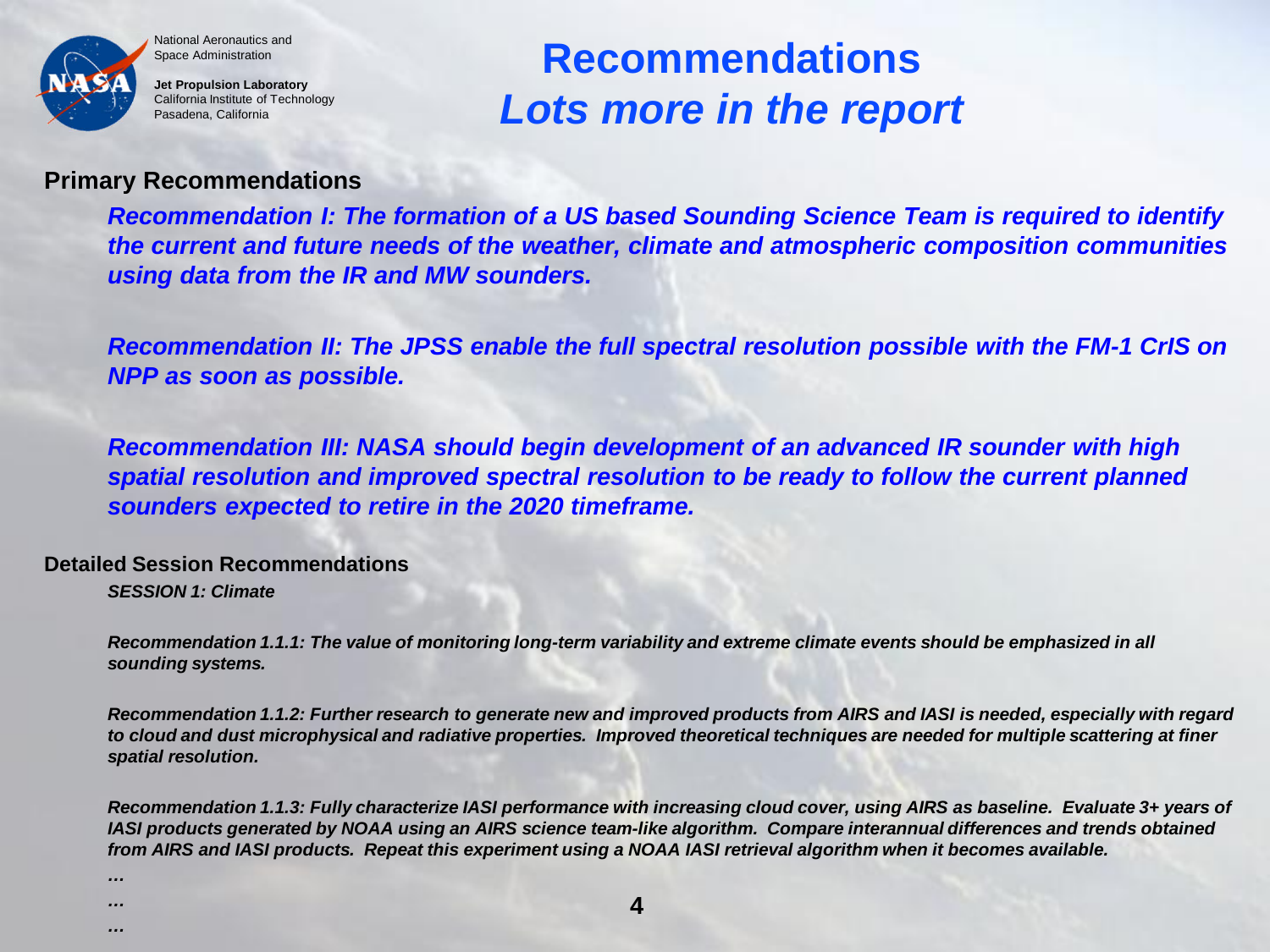# Recommendations
## *Lots more in the report*

**Primary Recommendations**

***Recommendation I: The formation of a US based Sounding Science Team is required to identify the current and future needs of the weather, climate and atmospheric composition communities using data from the IR and MW sounders.***

***Recommendation II: The JPSS enable the full spectral resolution possible with the FM-1 CrIS on NPP as soon as possible.***

***Recommendation III: NASA should begin development of an advanced IR sounder with high spatial resolution and improved spectral resolution to be ready to follow the current planned sounders expected to retire in the 2020 timeframe.***

**Detailed Session Recommendations**

***SESSION 1: Climate***

***Recommendation 1.1.1: The value of monitoring long-term variability and extreme climate events should be emphasized in all sounding systems.***

***Recommendation 1.1.2: Further research to generate new and improved products from AIRS and IASI is needed, especially with regard to cloud and dust microphysical and radiative properties. Improved theoretical techniques are needed for multiple scattering at finer spatial resolution.***

***Recommendation 1.1.3: Fully characterize IASI performance with increasing cloud cover, using AIRS as baseline. Evaluate 3+ years of IASI products generated by NOAA using an AIRS science team-like algorithm. Compare interannual differences and trends obtained from AIRS and IASI products. Repeat this experiment using a NOAA IASI retrieval algorithm when it becomes available.***

*…*

*…*

*…*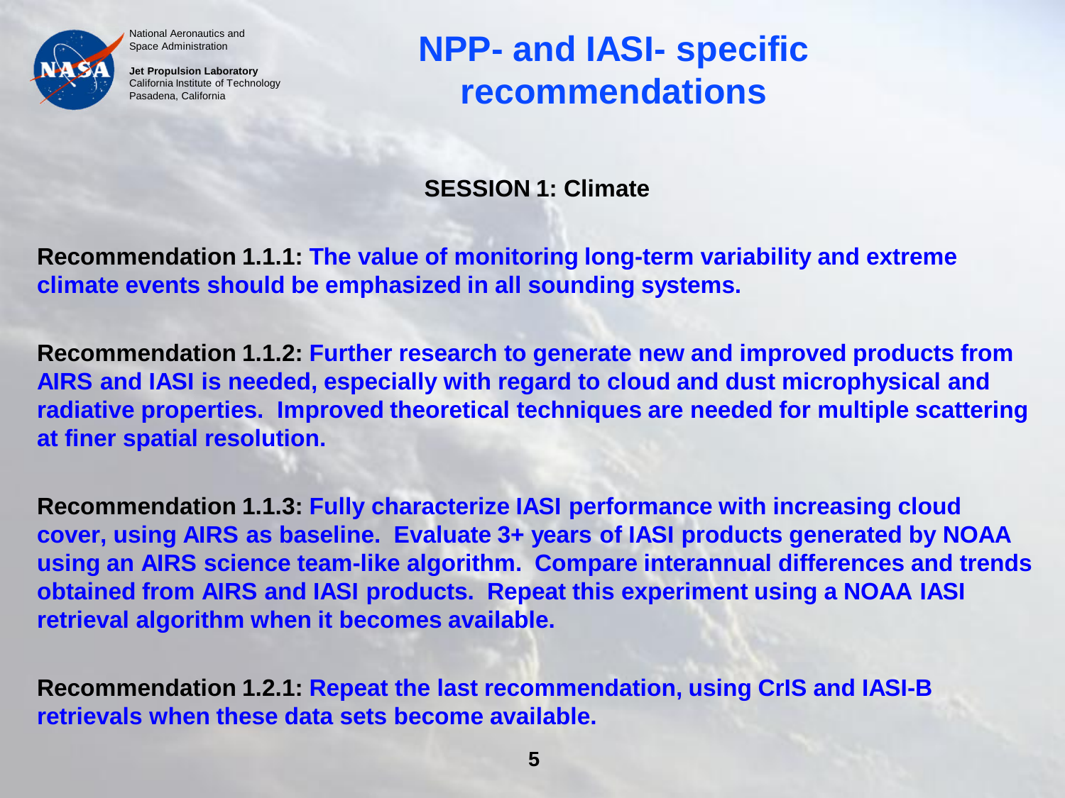# NPP- and IASI- specific recommendations

## SESSION 1: Climate

**Recommendation 1.1.1: The value of monitoring long-term variability and extreme climate events should be emphasized in all sounding systems.**

**Recommendation 1.1.2: Further research to generate new and improved products from AIRS and IASI is needed, especially with regard to cloud and dust microphysical and radiative properties. Improved theoretical techniques are needed for multiple scattering at finer spatial resolution.**

**Recommendation 1.1.3: Fully characterize IASI performance with increasing cloud cover, using AIRS as baseline. Evaluate 3+ years of IASI products generated by NOAA using an AIRS science team-like algorithm. Compare interannual differences and trends obtained from AIRS and IASI products. Repeat this experiment using a NOAA IASI retrieval algorithm when it becomes available.**

**Recommendation 1.2.1: Repeat the last recommendation, using CrIS and IASI-B retrievals when these data sets become available.**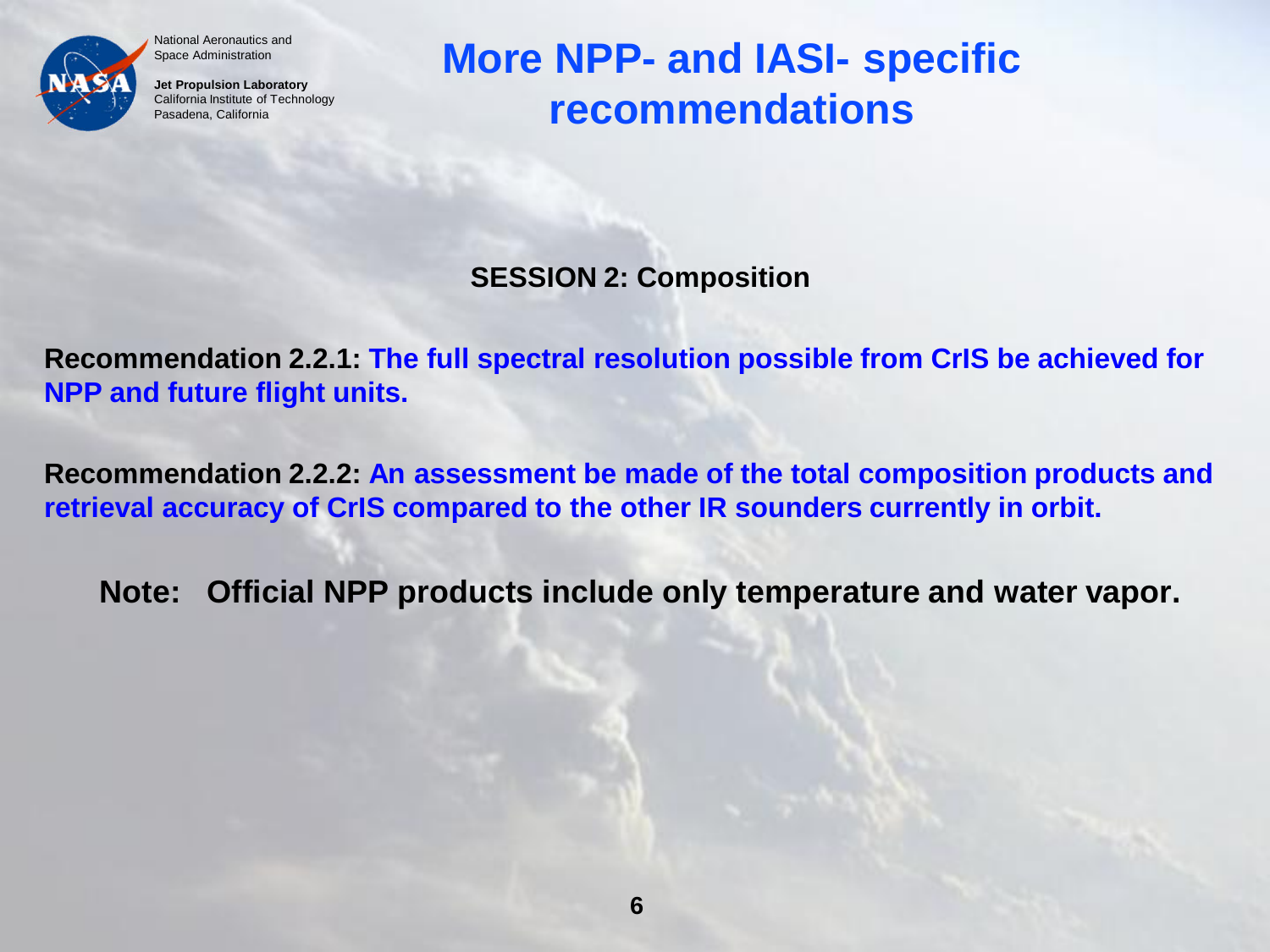# More NPP- and IASI- specific recommendations

## SESSION 2: Composition

**Recommendation 2.2.1: The full spectral resolution possible from CrIS be achieved for NPP and future flight units.**

**Recommendation 2.2.2: An assessment be made of the total composition products and retrieval accuracy of CrIS compared to the other IR sounders currently in orbit.**

**Note: Official NPP products include only temperature and water vapor.**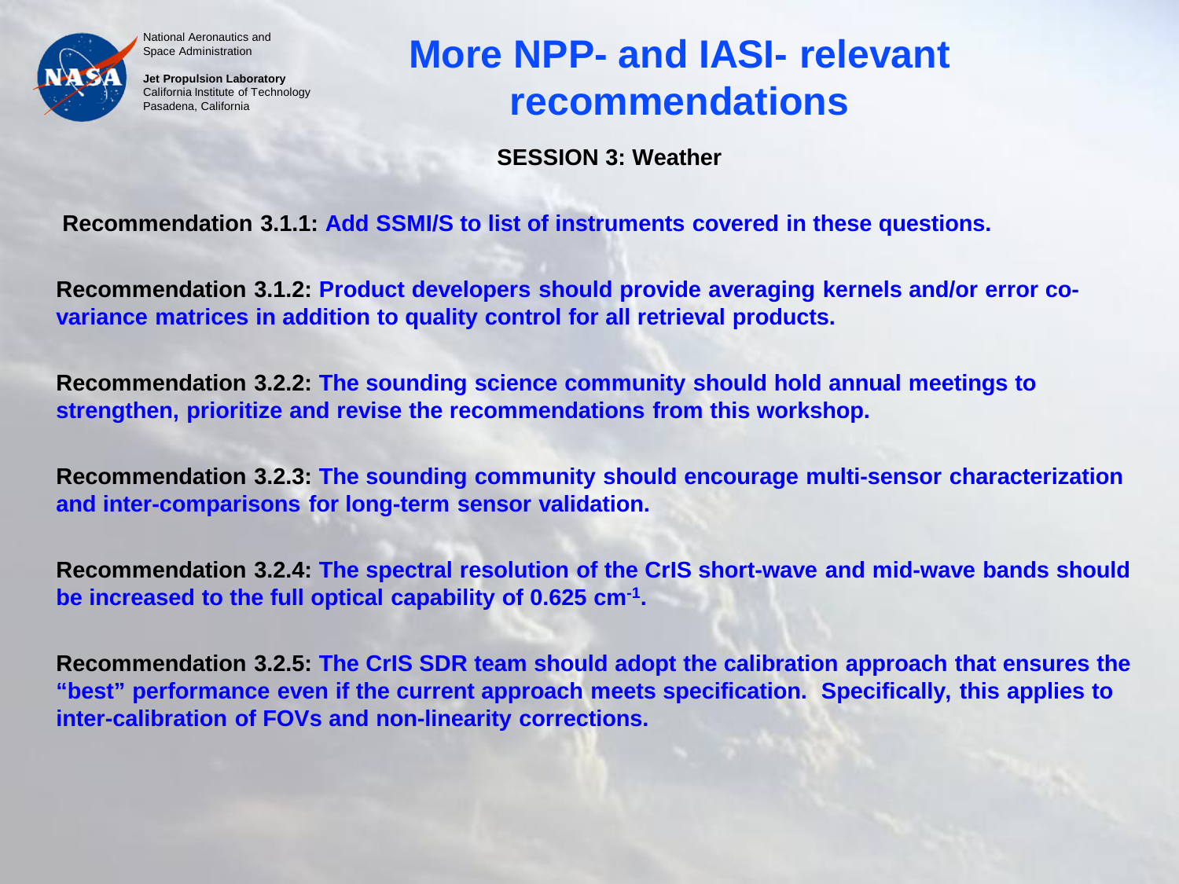National Aeronautics and Space Administration

**Jet Propulsion Laboratory**
California Institute of Technology
Pasadena, California

# More NPP- and IASI- relevant recommendations

**SESSION 3: Weather**

**Recommendation 3.1.1: Add SSMI/S to list of instruments covered in these questions.**

**Recommendation 3.1.2: Product developers should provide averaging kernels and/or error co-variance matrices in addition to quality control for all retrieval products.**

**Recommendation 3.2.2: The sounding science community should hold annual meetings to strengthen, prioritize and revise the recommendations from this workshop.**

**Recommendation 3.2.3: The sounding community should encourage multi-sensor characterization and inter-comparisons for long-term sensor validation.**

**Recommendation 3.2.4: The spectral resolution of the CrIS short-wave and mid-wave bands should be increased to the full optical capability of 0.625 $cm^{-1}$.**

**Recommendation 3.2.5: The CrIS SDR team should adopt the calibration approach that ensures the "best" performance even if the current approach meets specification. Specifically, this applies to inter-calibration of FOVs and non-linearity corrections.**